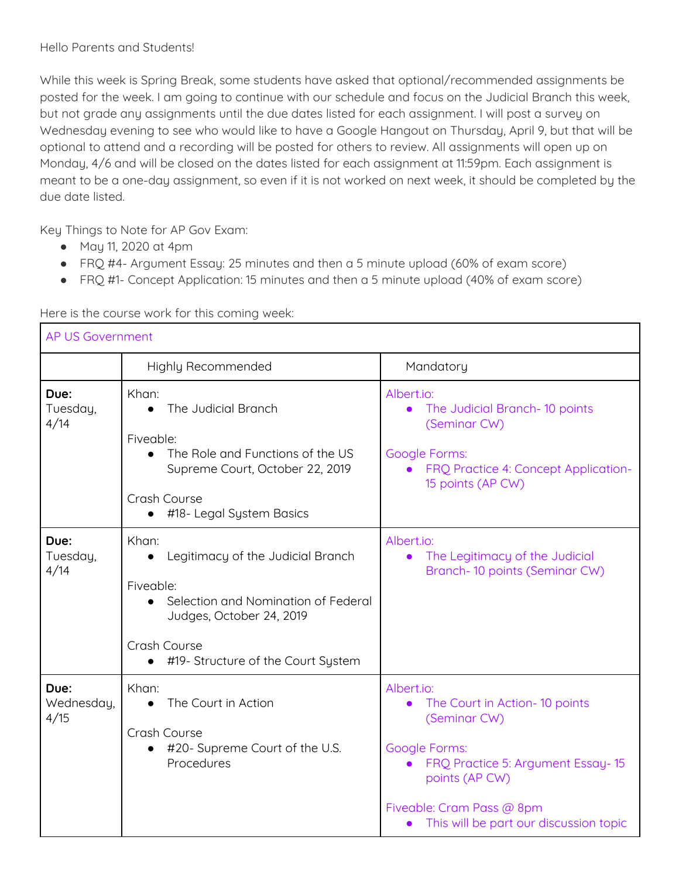Hello Parents and Students!

While this week is Spring Break, some students have asked that optional/recommended assignments be posted for the week. I am going to continue with our schedule and focus on the Judicial Branch this week, but not grade any assignments until the due dates listed for each assignment. I will post a survey on Wednesday evening to see who would like to have a Google Hangout on Thursday, April 9, but that will be optional to attend and a recording will be posted for others to review. All assignments will open up on Monday, 4/6 and will be closed on the dates listed for each assignment at 11:59pm. Each assignment is meant to be a one-day assignment, so even if it is not worked on next week, it should be completed by the due date listed.

Key Things to Note for AP Gov Exam:

- May 11, 2020 at 4pm
- FRQ #4- Argument Essay: 25 minutes and then a 5 minute upload (60% of exam score)
- FRQ #1- Concept Application: 15 minutes and then a 5 minute upload (40% of exam score)

Here is the course work for this coming week:

| AP US Government | | |
|---|---|---|
| | Highly Recommended | Mandatory |
| **Due:** Tuesday, 4/14 | Khan:<br>• The Judicial Branch<br><br>Fiveable:<br>• The Role and Functions of the US Supreme Court, October 22, 2019<br><br>Crash Course<br>• #18- Legal System Basics | Albert.io:<br>• The Judicial Branch- 10 points (Seminar CW)<br><br>Google Forms:<br>• FRQ Practice 4: Concept Application- 15 points (AP CW) |
| **Due:** Tuesday, 4/14 | Khan:<br>• Legitimacy of the Judicial Branch<br><br>Fiveable:<br>• Selection and Nomination of Federal Judges, October 24, 2019<br><br>Crash Course<br>• #19- Structure of the Court System | Albert.io:<br>• The Legitimacy of the Judicial Branch- 10 points (Seminar CW) |
| **Due:** Wednesday, 4/15 | Khan:<br>• The Court in Action<br><br>Crash Course<br>• #20- Supreme Court of the U.S. Procedures | Albert.io:<br>• The Court in Action- 10 points (Seminar CW)<br><br>Google Forms:<br>• FRQ Practice 5: Argument Essay- 15 points (AP CW)<br><br>Fiveable: Cram Pass @ 8pm<br>• This will be part our discussion topic |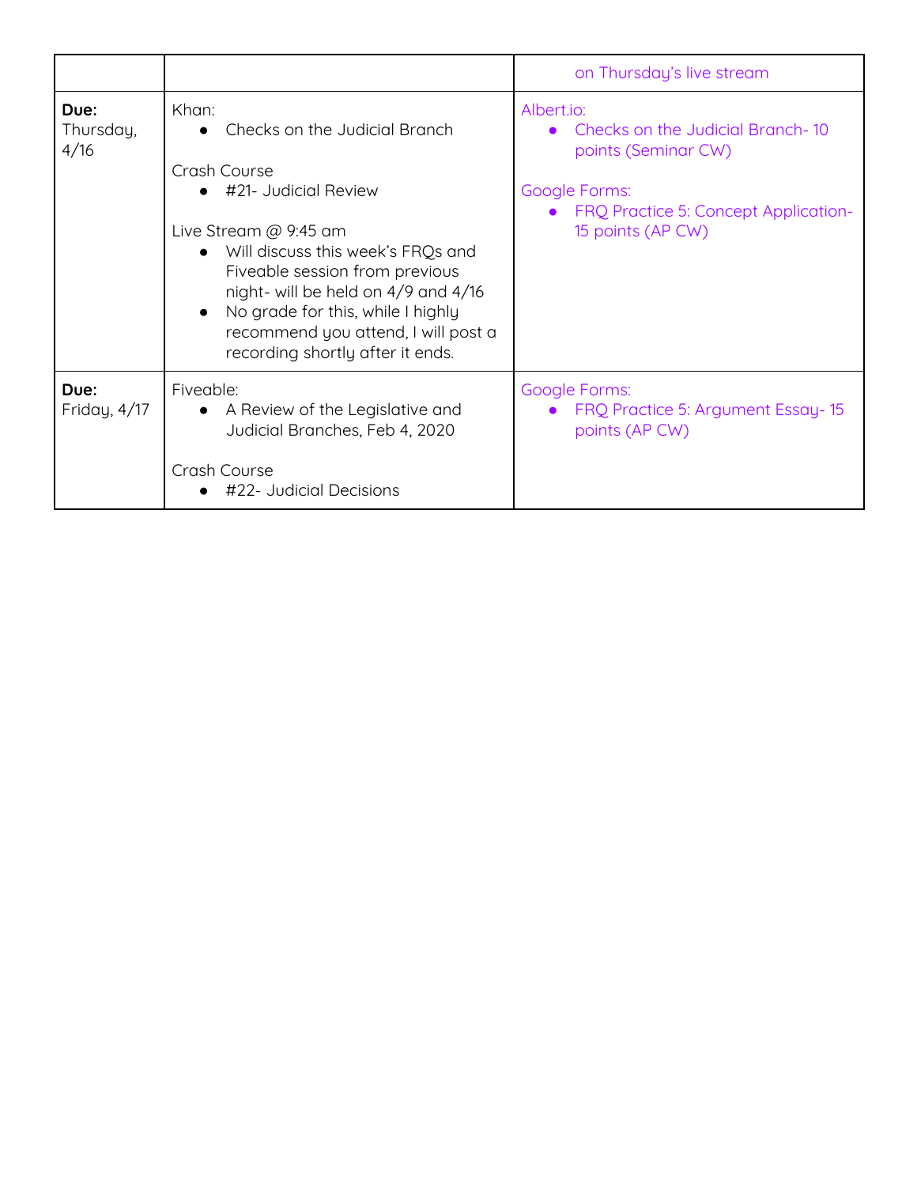| | | |
|---|---|---|
| | | on Thursday's live stream |
| **Due:** Thursday, 4/16 | Khan:<br>● Checks on the Judicial Branch<br><br>Crash Course<br>● #21- Judicial Review<br><br>Live Stream @ 9:45 am<br>● Will discuss this week's FRQs and Fiveable session from previous night- will be held on 4/9 and 4/16<br>● No grade for this, while I highly recommend you attend, I will post a recording shortly after it ends. | Albert.io:<br>● Checks on the Judicial Branch- 10 points (Seminar CW)<br><br>Google Forms:<br>● FRQ Practice 5: Concept Application- 15 points (AP CW) |
| **Due:** Friday, 4/17 | Fiveable:<br>● A Review of the Legislative and Judicial Branches, Feb 4, 2020<br><br>Crash Course<br>● #22- Judicial Decisions | Google Forms:<br>● FRQ Practice 5: Argument Essay- 15 points (AP CW) |